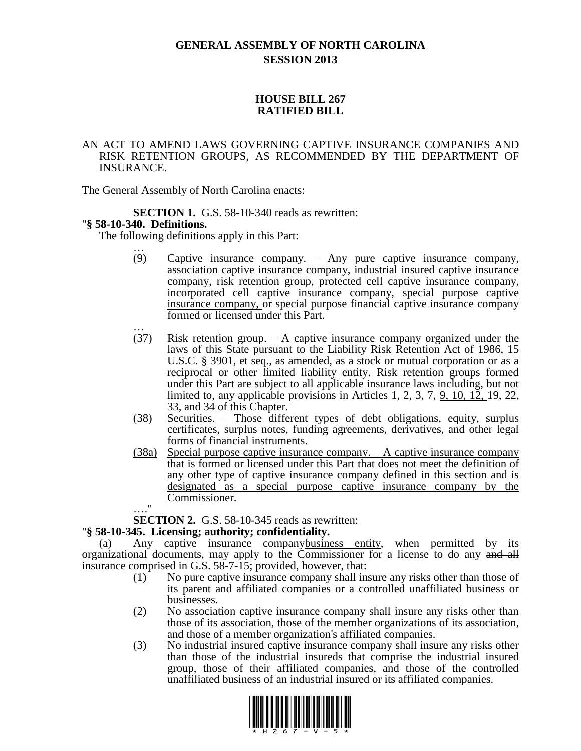# GENERAL ASSEMBLY OF NORTH CAROLINA
## SESSION 2013

## HOUSE BILL 267
## RATIFIED BILL

AN ACT TO AMEND LAWS GOVERNING CAPTIVE INSURANCE COMPANIES AND RISK RETENTION GROUPS, AS RECOMMENDED BY THE DEPARTMENT OF INSURANCE.

The General Assembly of North Carolina enacts:

**SECTION 1.** G.S. 58-10-340 reads as rewritten:

"**§ 58-10-340. Definitions.**

The following definitions apply in this Part:

…

(9) Captive insurance company. – Any pure captive insurance company, association captive insurance company, industrial insured captive insurance company, risk retention group, protected cell captive insurance company, incorporated cell captive insurance company, <u>special purpose captive insurance company,</u> or special purpose financial captive insurance company formed or licensed under this Part.

…

(37) Risk retention group. – A captive insurance company organized under the laws of this State pursuant to the Liability Risk Retention Act of 1986, 15 U.S.C. § 3901, et seq., as amended, as a stock or mutual corporation or as a reciprocal or other limited liability entity. Risk retention groups formed under this Part are subject to all applicable insurance laws including, but not limited to, any applicable provisions in Articles 1, 2, 3, 7, <u>9, 10, 12,</u> 19, 22, 33, and 34 of this Chapter.

(38) Securities. – Those different types of debt obligations, equity, surplus certificates, surplus notes, funding agreements, derivatives, and other legal forms of financial instruments.

<u>(38a) Special purpose captive insurance company. – A captive insurance company that is formed or licensed under this Part that does not meet the definition of any other type of captive insurance company defined in this section and is designated as a special purpose captive insurance company by the Commissioner.</u>

…."

**SECTION 2.** G.S. 58-10-345 reads as rewritten:

"**§ 58-10-345. Licensing; authority; confidentiality.**

(a) Any ~~captive insurance company~~<u>business entity</u>, when permitted by its organizational documents, may apply to the Commissioner for a license to do any ~~and all~~ insurance comprised in G.S. 58-7-15; provided, however, that:

(1) No pure captive insurance company shall insure any risks other than those of its parent and affiliated companies or a controlled unaffiliated business or businesses.

(2) No association captive insurance company shall insure any risks other than those of its association, those of the member organizations of its association, and those of a member organization's affiliated companies.

(3) No industrial insured captive insurance company shall insure any risks other than those of the industrial insureds that comprise the industrial insured group, those of their affiliated companies, and those of the controlled unaffiliated business of an industrial insured or its affiliated companies.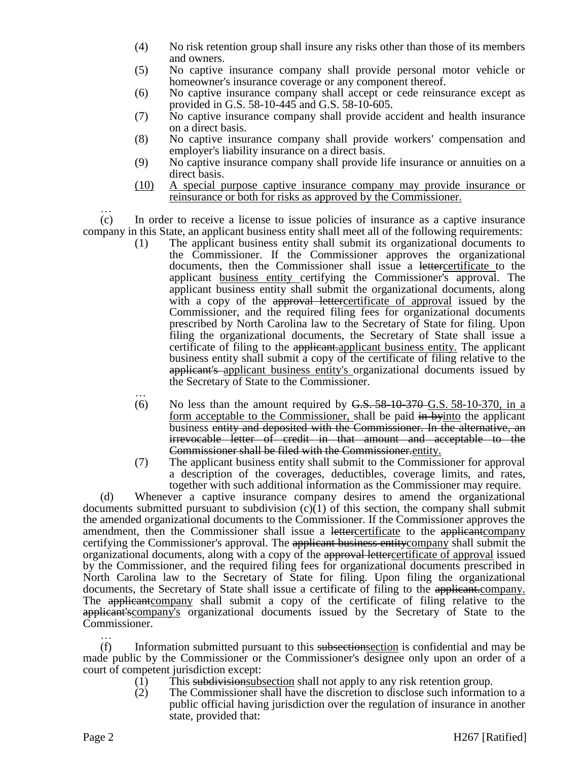(4) No risk retention group shall insure any risks other than those of its members and owners.

(5) No captive insurance company shall provide personal motor vehicle or homeowner's insurance coverage or any component thereof.

(6) No captive insurance company shall accept or cede reinsurance except as provided in G.S. 58-10-445 and G.S. 58-10-605.

(7) No captive insurance company shall provide accident and health insurance on a direct basis.

(8) No captive insurance company shall provide workers' compensation and employer's liability insurance on a direct basis.

(9) No captive insurance company shall provide life insurance or annuities on a direct basis.

<u>(10) A special purpose captive insurance company may provide insurance or reinsurance or both for risks as approved by the Commissioner.</u>

…

(c) In order to receive a license to issue policies of insurance as a captive insurance company in this State, an applicant business entity shall meet all of the following requirements:

(1) The applicant business entity shall submit its organizational documents to the Commissioner. If the Commissioner approves the organizational documents, then the Commissioner shall issue a ~~letter~~<u>certificate</u> to the applicant <u>business entity</u> certifying the Commissioner's approval. The applicant business entity shall submit the organizational documents, along with a copy of the ~~approval letter~~<u>certificate of approval</u> issued by the Commissioner, and the required filing fees for organizational documents prescribed by North Carolina law to the Secretary of State for filing. Upon filing the organizational documents, the Secretary of State shall issue a certificate of filing to the ~~applicant.~~<u>applicant business entity.</u> The applicant business entity shall submit a copy of the certificate of filing relative to the ~~applicant's~~ <u>applicant business entity's</u> organizational documents issued by the Secretary of State to the Commissioner.

…

(6) No less than the amount required by ~~G.S. 58-10-370~~ <u>G.S. 58-10-370, in a form acceptable to the Commissioner,</u> shall be paid ~~in by~~<u>into</u> the applicant business ~~entity and deposited with the Commissioner. In the alternative, an irrevocable letter of credit in that amount and acceptable to the Commissioner shall be filed with the Commissioner.~~<u>entity.</u>

(7) The applicant business entity shall submit to the Commissioner for approval a description of the coverages, deductibles, coverage limits, and rates, together with such additional information as the Commissioner may require.

(d) Whenever a captive insurance company desires to amend the organizational documents submitted pursuant to subdivision (c)(1) of this section, the company shall submit the amended organizational documents to the Commissioner. If the Commissioner approves the amendment, then the Commissioner shall issue a ~~letter~~<u>certificate</u> to the ~~applicant~~<u>company</u> certifying the Commissioner's approval. The ~~applicant business entity~~<u>company</u> shall submit the organizational documents, along with a copy of the ~~approval letter~~<u>certificate of approval</u> issued by the Commissioner, and the required filing fees for organizational documents prescribed in North Carolina law to the Secretary of State for filing. Upon filing the organizational documents, the Secretary of State shall issue a certificate of filing to the ~~applicant.~~<u>company.</u> The ~~applicant~~<u>company</u> shall submit a copy of the certificate of filing relative to the ~~applicant's~~<u>company's</u> organizational documents issued by the Secretary of State to the Commissioner.

…

(f) Information submitted pursuant to this ~~subsection~~<u>section</u> is confidential and may be made public by the Commissioner or the Commissioner's designee only upon an order of a court of competent jurisdiction except:

(1) This ~~subdivision~~<u>subsection</u> shall not apply to any risk retention group.

(2) The Commissioner shall have the discretion to disclose such information to a public official having jurisdiction over the regulation of insurance in another state, provided that: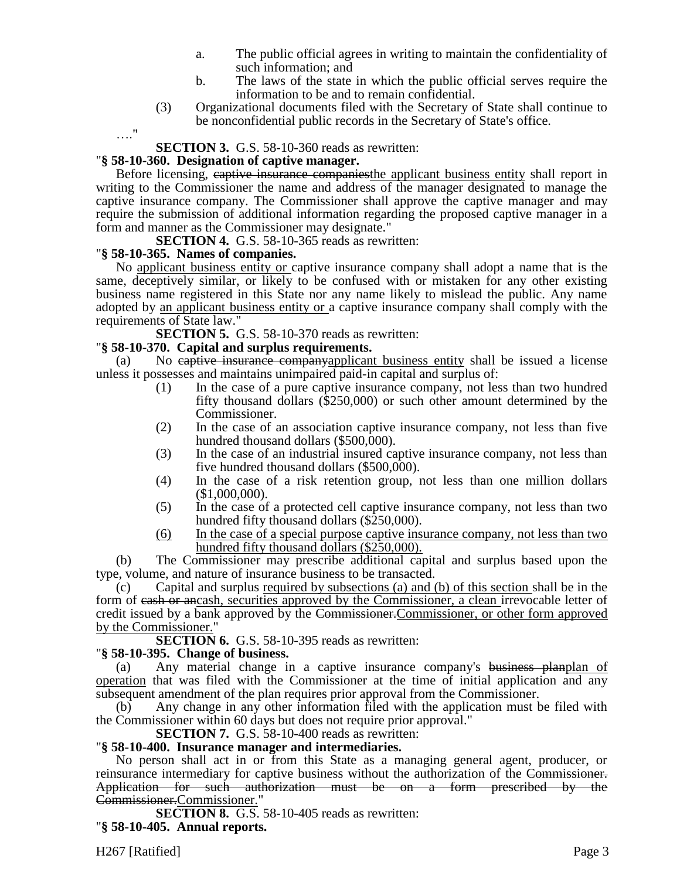a. The public official agrees in writing to maintain the confidentiality of such information; and

b. The laws of the state in which the public official serves require the information to be and to remain confidential.

(3) Organizational documents filed with the Secretary of State shall continue to be nonconfidential public records in the Secretary of State's office.

…."

**SECTION 3.** G.S. 58-10-360 reads as rewritten:

"**§ 58-10-360. Designation of captive manager.**

Before licensing, ~~captive insurance companies~~the applicant business entity shall report in writing to the Commissioner the name and address of the manager designated to manage the captive insurance company. The Commissioner shall approve the captive manager and may require the submission of additional information regarding the proposed captive manager in a form and manner as the Commissioner may designate."

**SECTION 4.** G.S. 58-10-365 reads as rewritten:

"**§ 58-10-365. Names of companies.**

No applicant business entity or captive insurance company shall adopt a name that is the same, deceptively similar, or likely to be confused with or mistaken for any other existing business name registered in this State nor any name likely to mislead the public. Any name adopted by an applicant business entity or a captive insurance company shall comply with the requirements of State law."

**SECTION 5.** G.S. 58-10-370 reads as rewritten:

"**§ 58-10-370. Capital and surplus requirements.**

(a) No ~~captive insurance company~~applicant business entity shall be issued a license unless it possesses and maintains unimpaired paid-in capital and surplus of:

(1) In the case of a pure captive insurance company, not less than two hundred fifty thousand dollars ($250,000) or such other amount determined by the Commissioner.

(2) In the case of an association captive insurance company, not less than five hundred thousand dollars ($500,000).

(3) In the case of an industrial insured captive insurance company, not less than five hundred thousand dollars ($500,000).

(4) In the case of a risk retention group, not less than one million dollars ($1,000,000).

(5) In the case of a protected cell captive insurance company, not less than two hundred fifty thousand dollars ($250,000).

(6) In the case of a special purpose captive insurance company, not less than two hundred fifty thousand dollars ($250,000).

(b) The Commissioner may prescribe additional capital and surplus based upon the type, volume, and nature of insurance business to be transacted.

(c) Capital and surplus required by subsections (a) and (b) of this section shall be in the form of ~~cash or an~~cash, securities approved by the Commissioner, a clean irrevocable letter of credit issued by a bank approved by the ~~Commissioner.~~Commissioner, or other form approved by the Commissioner."

**SECTION 6.** G.S. 58-10-395 reads as rewritten:

"**§ 58-10-395. Change of business.**

(a) Any material change in a captive insurance company's ~~business plan~~plan of operation that was filed with the Commissioner at the time of initial application and any subsequent amendment of the plan requires prior approval from the Commissioner.

(b) Any change in any other information filed with the application must be filed with the Commissioner within 60 days but does not require prior approval."

**SECTION 7.** G.S. 58-10-400 reads as rewritten:

"**§ 58-10-400. Insurance manager and intermediaries.**

No person shall act in or from this State as a managing general agent, producer, or reinsurance intermediary for captive business without the authorization of the ~~Commissioner. Application for such authorization must be on a form prescribed by the Commissioner.~~Commissioner."

**SECTION 8.** G.S. 58-10-405 reads as rewritten:

"**§ 58-10-405. Annual reports.**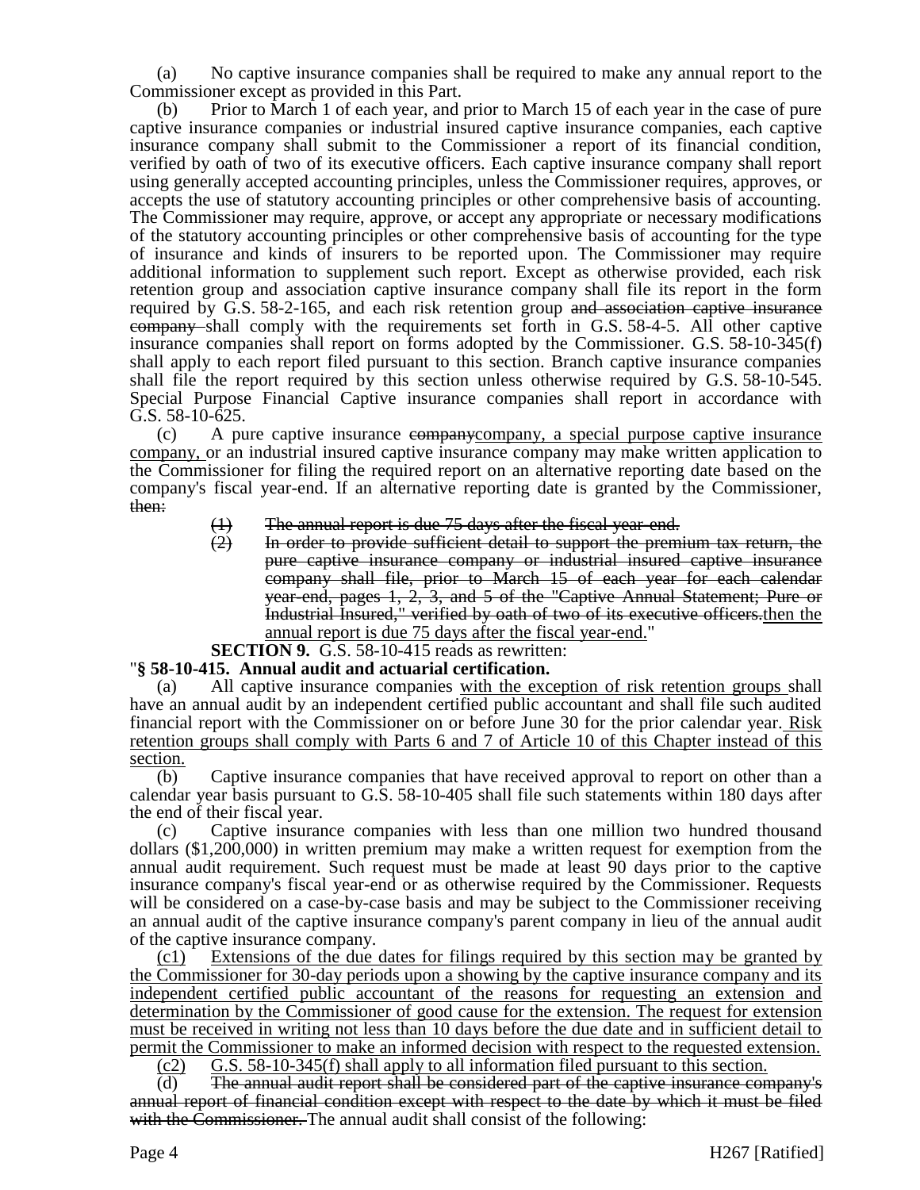(a) No captive insurance companies shall be required to make any annual report to the Commissioner except as provided in this Part.

(b) Prior to March 1 of each year, and prior to March 15 of each year in the case of pure captive insurance companies or industrial insured captive insurance companies, each captive insurance company shall submit to the Commissioner a report of its financial condition, verified by oath of two of its executive officers. Each captive insurance company shall report using generally accepted accounting principles, unless the Commissioner requires, approves, or accepts the use of statutory accounting principles or other comprehensive basis of accounting. The Commissioner may require, approve, or accept any appropriate or necessary modifications of the statutory accounting principles or other comprehensive basis of accounting for the type of insurance and kinds of insurers to be reported upon. The Commissioner may require additional information to supplement such report. Except as otherwise provided, each risk retention group and association captive insurance company shall file its report in the form required by G.S. 58-2-165, and each risk retention group ~~and association captive insurance company~~ shall comply with the requirements set forth in G.S. 58-4-5. All other captive insurance companies shall report on forms adopted by the Commissioner. G.S. 58-10-345(f) shall apply to each report filed pursuant to this section. Branch captive insurance companies shall file the report required by this section unless otherwise required by G.S. 58-10-545. Special Purpose Financial Captive insurance companies shall report in accordance with G.S. 58-10-625.

(c) A pure captive insurance ~~company~~<u>company, a special purpose captive insurance company,</u> or an industrial insured captive insurance company may make written application to the Commissioner for filing the required report on an alternative reporting date based on the company's fiscal year-end. If an alternative reporting date is granted by the Commissioner, ~~then:~~

> ~~(1) The annual report is due 75 days after the fiscal year-end.~~
>
> ~~(2) In order to provide sufficient detail to support the premium tax return, the pure captive insurance company or industrial insured captive insurance company shall file, prior to March 15 of each year for each calendar year-end, pages 1, 2, 3, and 5 of the "Captive Annual Statement; Pure or Industrial Insured," verified by oath of two of its executive officers.~~<u>then the annual report is due 75 days after the fiscal year-end.</u>"

**SECTION 9.** G.S. 58-10-415 reads as rewritten:

"**§ 58-10-415. Annual audit and actuarial certification.**

(a) All captive insurance companies <u>with the exception of risk retention groups</u> shall have an annual audit by an independent certified public accountant and shall file such audited financial report with the Commissioner on or before June 30 for the prior calendar year. <u>Risk retention groups shall comply with Parts 6 and 7 of Article 10 of this Chapter instead of this section.</u>

(b) Captive insurance companies that have received approval to report on other than a calendar year basis pursuant to G.S. 58-10-405 shall file such statements within 180 days after the end of their fiscal year.

(c) Captive insurance companies with less than one million two hundred thousand dollars ($1,200,000) in written premium may make a written request for exemption from the annual audit requirement. Such request must be made at least 90 days prior to the captive insurance company's fiscal year-end or as otherwise required by the Commissioner. Requests will be considered on a case-by-case basis and may be subject to the Commissioner receiving an annual audit of the captive insurance company's parent company in lieu of the annual audit of the captive insurance company.

<u>(c1) Extensions of the due dates for filings required by this section may be granted by the Commissioner for 30-day periods upon a showing by the captive insurance company and its independent certified public accountant of the reasons for requesting an extension and determination by the Commissioner of good cause for the extension. The request for extension must be received in writing not less than 10 days before the due date and in sufficient detail to permit the Commissioner to make an informed decision with respect to the requested extension.</u>

<u>(c2) G.S. 58-10-345(f) shall apply to all information filed pursuant to this section.</u>

(d) ~~The annual audit report shall be considered part of the captive insurance company's annual report of financial condition except with respect to the date by which it must be filed with the Commissioner.~~ The annual audit shall consist of the following: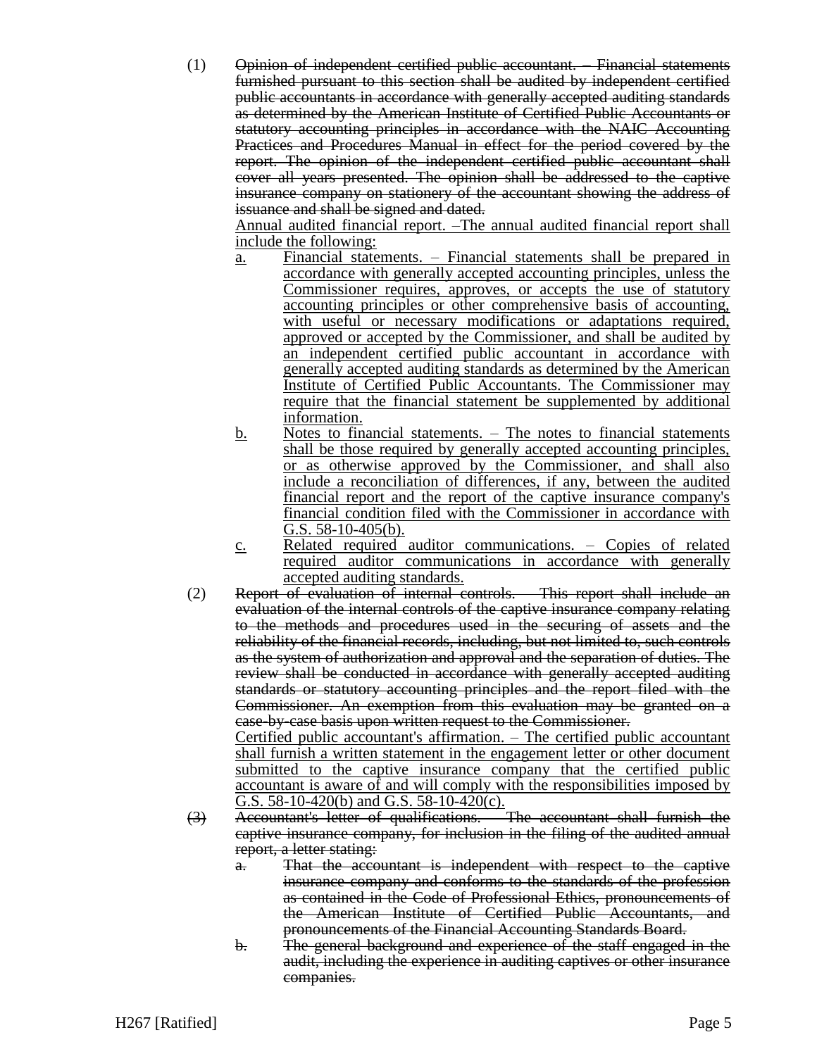(1) ~~Opinion of independent certified public accountant. – Financial statements furnished pursuant to this section shall be audited by independent certified public accountants in accordance with generally accepted auditing standards as determined by the American Institute of Certified Public Accountants or statutory accounting principles in accordance with the NAIC Accounting Practices and Procedures Manual in effect for the period covered by the report. The opinion of the independent certified public accountant shall cover all years presented. The opinion shall be addressed to the captive insurance company on stationery of the accountant showing the address of issuance and shall be signed and dated.~~

<u>Annual audited financial report. –The annual audited financial report shall include the following:</u>

<u>a.</u> <u>Financial statements. – Financial statements shall be prepared in accordance with generally accepted accounting principles, unless the Commissioner requires, approves, or accepts the use of statutory accounting principles or other comprehensive basis of accounting, with useful or necessary modifications or adaptations required, approved or accepted by the Commissioner, and shall be audited by an independent certified public accountant in accordance with generally accepted auditing standards as determined by the American Institute of Certified Public Accountants. The Commissioner may require that the financial statement be supplemented by additional information.</u>

<u>b.</u> <u>Notes to financial statements. – The notes to financial statements shall be those required by generally accepted accounting principles, or as otherwise approved by the Commissioner, and shall also include a reconciliation of differences, if any, between the audited financial report and the report of the captive insurance company's financial condition filed with the Commissioner in accordance with G.S. 58-10-405(b).</u>

<u>c.</u> <u>Related required auditor communications. – Copies of related required auditor communications in accordance with generally accepted auditing standards.</u>

(2) ~~Report of evaluation of internal controls. – This report shall include an evaluation of the internal controls of the captive insurance company relating to the methods and procedures used in the securing of assets and the reliability of the financial records, including, but not limited to, such controls as the system of authorization and approval and the separation of duties. The review shall be conducted in accordance with generally accepted auditing standards or statutory accounting principles and the report filed with the Commissioner. An exemption from this evaluation may be granted on a case-by-case basis upon written request to the Commissioner.~~

<u>Certified public accountant's affirmation. – The certified public accountant shall furnish a written statement in the engagement letter or other document submitted to the captive insurance company that the certified public accountant is aware of and will comply with the responsibilities imposed by G.S. 58-10-420(b) and G.S. 58-10-420(c).</u>

~~(3) Accountant's letter of qualifications. – The accountant shall furnish the captive insurance company, for inclusion in the filing of the audited annual report, a letter stating:~~

~~a. That the accountant is independent with respect to the captive insurance company and conforms to the standards of the profession as contained in the Code of Professional Ethics, pronouncements of the American Institute of Certified Public Accountants, and pronouncements of the Financial Accounting Standards Board.~~

~~b. The general background and experience of the staff engaged in the audit, including the experience in auditing captives or other insurance companies.~~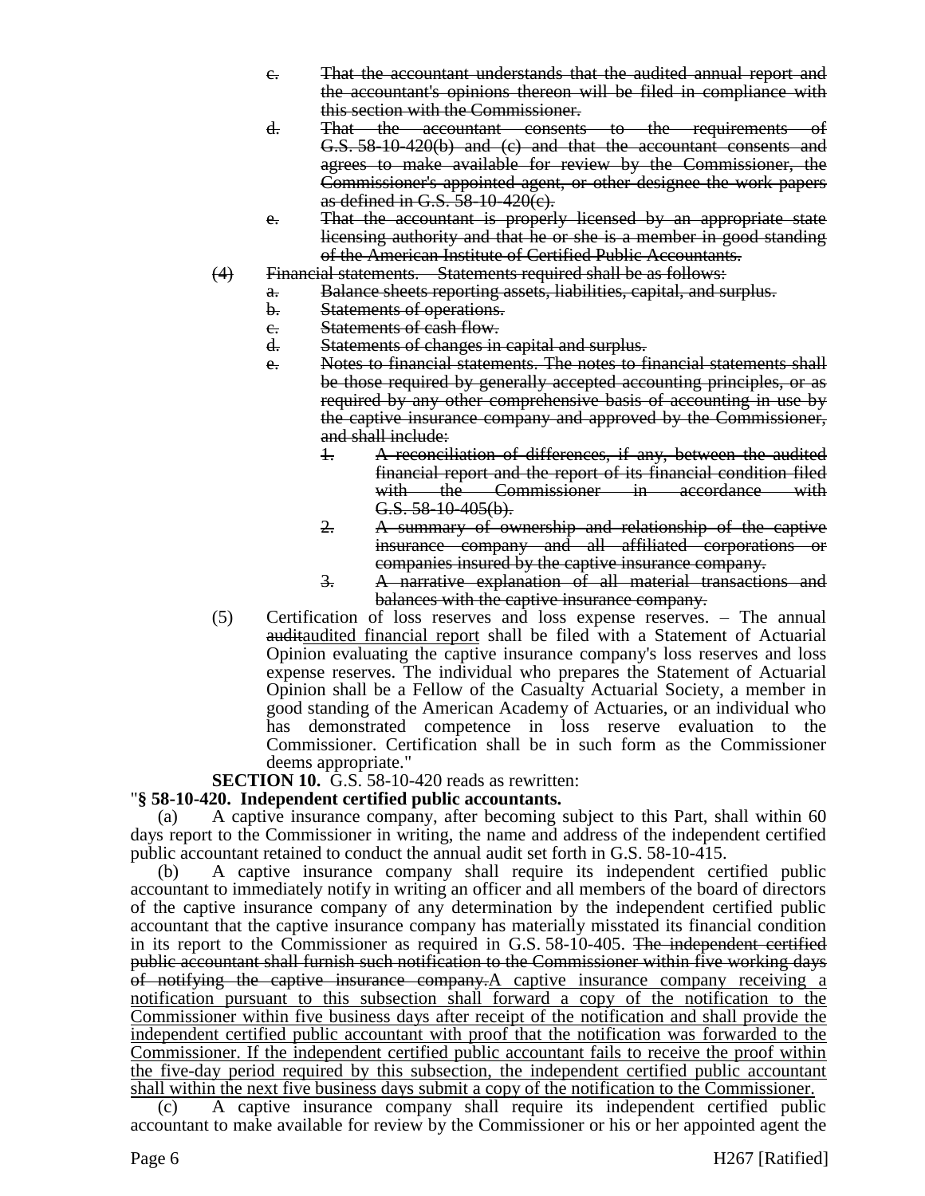c. ~~That the accountant understands that the audited annual report and the accountant's opinions thereon will be filed in compliance with this section with the Commissioner.~~

d. ~~That the accountant consents to the requirements of G.S. 58-10-420(b) and (c) and that the accountant consents and agrees to make available for review by the Commissioner, the Commissioner's appointed agent, or other designee the work papers as defined in G.S. 58-10-420(c).~~

e. ~~That the accountant is properly licensed by an appropriate state licensing authority and that he or she is a member in good standing of the American Institute of Certified Public Accountants.~~

~~(4) Financial statements. – Statements required shall be as follows:~~

a. ~~Balance sheets reporting assets, liabilities, capital, and surplus.~~

b. ~~Statements of operations.~~

c. ~~Statements of cash flow.~~

d. ~~Statements of changes in capital and surplus.~~

e. ~~Notes to financial statements. The notes to financial statements shall be those required by generally accepted accounting principles, or as required by any other comprehensive basis of accounting in use by the captive insurance company and approved by the Commissioner, and shall include:~~

1. ~~A reconciliation of differences, if any, between the audited financial report and the report of its financial condition filed with the Commissioner in accordance with G.S. 58-10-405(b).~~
2. ~~A summary of ownership and relationship of the captive insurance company and all affiliated corporations or companies insured by the captive insurance company.~~
3. ~~A narrative explanation of all material transactions and balances with the captive insurance company.~~

(5) Certification of loss reserves and loss expense reserves. – The annual ~~audit~~<u>audited financial report</u> shall be filed with a Statement of Actuarial Opinion evaluating the captive insurance company's loss reserves and loss expense reserves. The individual who prepares the Statement of Actuarial Opinion shall be a Fellow of the Casualty Actuarial Society, a member in good standing of the American Academy of Actuaries, or an individual who has demonstrated competence in loss reserve evaluation to the Commissioner. Certification shall be in such form as the Commissioner deems appropriate."

**SECTION 10.** G.S. 58-10-420 reads as rewritten:

"**§ 58-10-420. Independent certified public accountants.**

(a) A captive insurance company, after becoming subject to this Part, shall within 60 days report to the Commissioner in writing, the name and address of the independent certified public accountant retained to conduct the annual audit set forth in G.S. 58-10-415.

(b) A captive insurance company shall require its independent certified public accountant to immediately notify in writing an officer and all members of the board of directors of the captive insurance company of any determination by the independent certified public accountant that the captive insurance company has materially misstated its financial condition in its report to the Commissioner as required in G.S. 58-10-405. ~~The independent certified public accountant shall furnish such notification to the Commissioner within five working days of notifying the captive insurance company.~~<u>A captive insurance company receiving a notification pursuant to this subsection shall forward a copy of the notification to the Commissioner within five business days after receipt of the notification and shall provide the independent certified public accountant with proof that the notification was forwarded to the Commissioner. If the independent certified public accountant fails to receive the proof within the five-day period required by this subsection, the independent certified public accountant shall within the next five business days submit a copy of the notification to the Commissioner.</u>

(c) A captive insurance company shall require its independent certified public accountant to make available for review by the Commissioner or his or her appointed agent the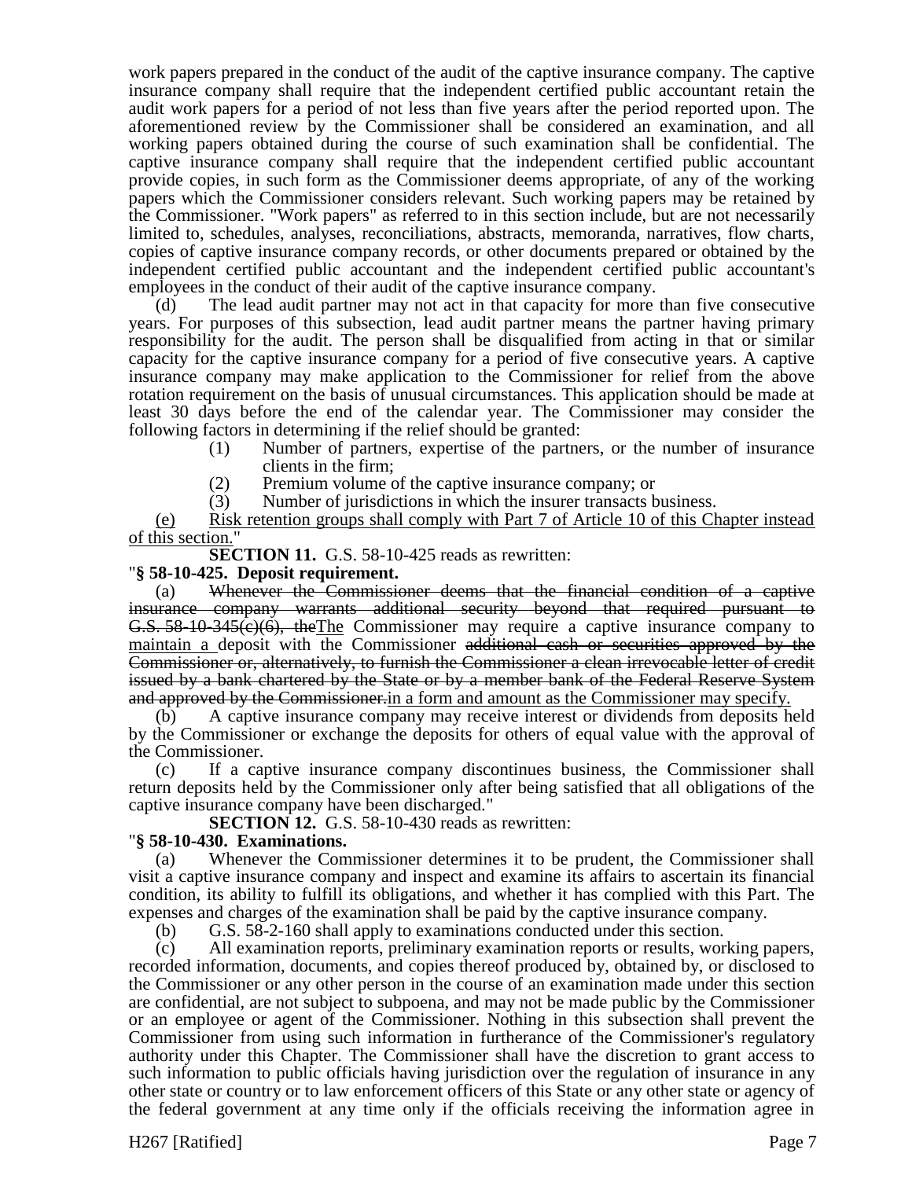work papers prepared in the conduct of the audit of the captive insurance company. The captive insurance company shall require that the independent certified public accountant retain the audit work papers for a period of not less than five years after the period reported upon. The aforementioned review by the Commissioner shall be considered an examination, and all working papers obtained during the course of such examination shall be confidential. The captive insurance company shall require that the independent certified public accountant provide copies, in such form as the Commissioner deems appropriate, of any of the working papers which the Commissioner considers relevant. Such working papers may be retained by the Commissioner. "Work papers" as referred to in this section include, but are not necessarily limited to, schedules, analyses, reconciliations, abstracts, memoranda, narratives, flow charts, copies of captive insurance company records, or other documents prepared or obtained by the independent certified public accountant and the independent certified public accountant's employees in the conduct of their audit of the captive insurance company.

(d) The lead audit partner may not act in that capacity for more than five consecutive years. For purposes of this subsection, lead audit partner means the partner having primary responsibility for the audit. The person shall be disqualified from acting in that or similar capacity for the captive insurance company for a period of five consecutive years. A captive insurance company may make application to the Commissioner for relief from the above rotation requirement on the basis of unusual circumstances. This application should be made at least 30 days before the end of the calendar year. The Commissioner may consider the following factors in determining if the relief should be granted:

(1) Number of partners, expertise of the partners, or the number of insurance clients in the firm;
(2) Premium volume of the captive insurance company; or
(3) Number of jurisdictions in which the insurer transacts business.

<u>(e) Risk retention groups shall comply with Part 7 of Article 10 of this Chapter instead of this section.</u>"

**SECTION 11.** G.S. 58-10-425 reads as rewritten:

"**§ 58-10-425. Deposit requirement.**

(a) ~~Whenever the Commissioner deems that the financial condition of a captive insurance company warrants additional security beyond that required pursuant to G.S. 58-10-345(c)(6), the~~<u>The</u> Commissioner may require a captive insurance company to <u>maintain a</u> deposit with the Commissioner ~~additional cash or securities approved by the Commissioner or, alternatively, to furnish the Commissioner a clean irrevocable letter of credit issued by a bank chartered by the State or by a member bank of the Federal Reserve System and approved by the Commissioner.~~<u>in a form and amount as the Commissioner may specify.</u>

(b) A captive insurance company may receive interest or dividends from deposits held by the Commissioner or exchange the deposits for others of equal value with the approval of the Commissioner.

(c) If a captive insurance company discontinues business, the Commissioner shall return deposits held by the Commissioner only after being satisfied that all obligations of the captive insurance company have been discharged."

**SECTION 12.** G.S. 58-10-430 reads as rewritten:

"**§ 58-10-430. Examinations.**

(a) Whenever the Commissioner determines it to be prudent, the Commissioner shall visit a captive insurance company and inspect and examine its affairs to ascertain its financial condition, its ability to fulfill its obligations, and whether it has complied with this Part. The expenses and charges of the examination shall be paid by the captive insurance company.

(b) G.S. 58-2-160 shall apply to examinations conducted under this section.

(c) All examination reports, preliminary examination reports or results, working papers, recorded information, documents, and copies thereof produced by, obtained by, or disclosed to the Commissioner or any other person in the course of an examination made under this section are confidential, are not subject to subpoena, and may not be made public by the Commissioner or an employee or agent of the Commissioner. Nothing in this subsection shall prevent the Commissioner from using such information in furtherance of the Commissioner's regulatory authority under this Chapter. The Commissioner shall have the discretion to grant access to such information to public officials having jurisdiction over the regulation of insurance in any other state or country or to law enforcement officers of this State or any other state or agency of the federal government at any time only if the officials receiving the information agree in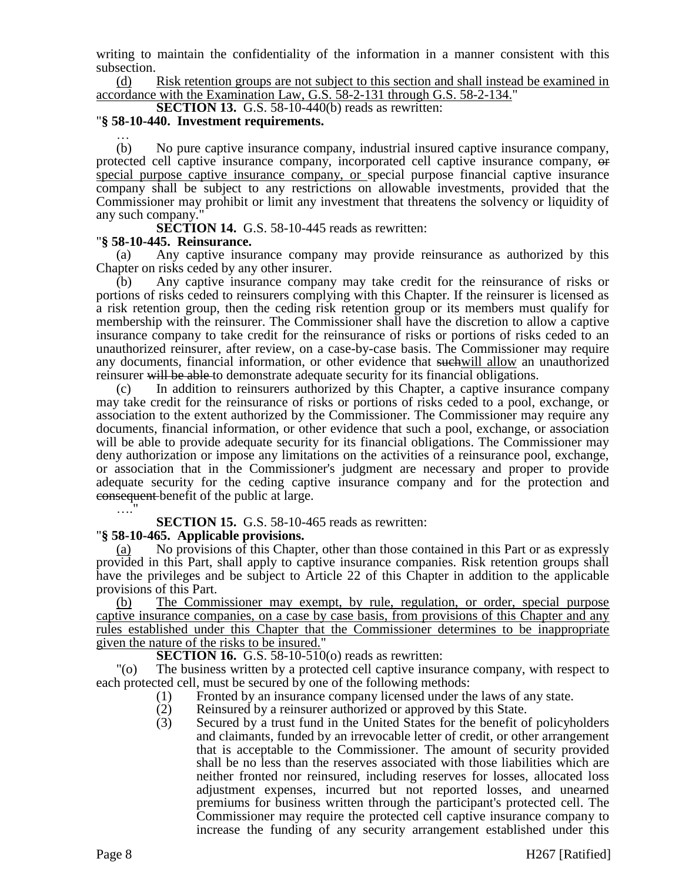writing to maintain the confidentiality of the information in a manner consistent with this subsection.

(d) Risk retention groups are not subject to this section and shall instead be examined in accordance with the Examination Law, G.S. 58-2-131 through G.S. 58-2-134."

**SECTION 13.** G.S. 58-10-440(b) reads as rewritten:

"**§ 58-10-440. Investment requirements.**

…

(b) No pure captive insurance company, industrial insured captive insurance company, protected cell captive insurance company, incorporated cell captive insurance company, ~~or~~ special purpose captive insurance company, or special purpose financial captive insurance company shall be subject to any restrictions on allowable investments, provided that the Commissioner may prohibit or limit any investment that threatens the solvency or liquidity of any such company."

**SECTION 14.** G.S. 58-10-445 reads as rewritten:

"**§ 58-10-445. Reinsurance.**

(a) Any captive insurance company may provide reinsurance as authorized by this Chapter on risks ceded by any other insurer.

(b) Any captive insurance company may take credit for the reinsurance of risks or portions of risks ceded to reinsurers complying with this Chapter. If the reinsurer is licensed as a risk retention group, then the ceding risk retention group or its members must qualify for membership with the reinsurer. The Commissioner shall have the discretion to allow a captive insurance company to take credit for the reinsurance of risks or portions of risks ceded to an unauthorized reinsurer, after review, on a case-by-case basis. The Commissioner may require any documents, financial information, or other evidence that ~~such~~will allow an unauthorized reinsurer ~~will be able~~ to demonstrate adequate security for its financial obligations.

(c) In addition to reinsurers authorized by this Chapter, a captive insurance company may take credit for the reinsurance of risks or portions of risks ceded to a pool, exchange, or association to the extent authorized by the Commissioner. The Commissioner may require any documents, financial information, or other evidence that such a pool, exchange, or association will be able to provide adequate security for its financial obligations. The Commissioner may deny authorization or impose any limitations on the activities of a reinsurance pool, exchange, or association that in the Commissioner's judgment are necessary and proper to provide adequate security for the ceding captive insurance company and for the protection and ~~consequent~~ benefit of the public at large.

…."

**SECTION 15.** G.S. 58-10-465 reads as rewritten:

"**§ 58-10-465. Applicable provisions.**

(a) No provisions of this Chapter, other than those contained in this Part or as expressly provided in this Part, shall apply to captive insurance companies. Risk retention groups shall have the privileges and be subject to Article 22 of this Chapter in addition to the applicable provisions of this Part.

(b) The Commissioner may exempt, by rule, regulation, or order, special purpose captive insurance companies, on a case by case basis, from provisions of this Chapter and any rules established under this Chapter that the Commissioner determines to be inappropriate given the nature of the risks to be insured."

**SECTION 16.** G.S. 58-10-510(o) reads as rewritten:

"(o) The business written by a protected cell captive insurance company, with respect to each protected cell, must be secured by one of the following methods:

(1) Fronted by an insurance company licensed under the laws of any state.
(2) Reinsured by a reinsurer authorized or approved by this State.
(3) Secured by a trust fund in the United States for the benefit of policyholders and claimants, funded by an irrevocable letter of credit, or other arrangement that is acceptable to the Commissioner. The amount of security provided shall be no less than the reserves associated with those liabilities which are neither fronted nor reinsured, including reserves for losses, allocated loss adjustment expenses, incurred but not reported losses, and unearned premiums for business written through the participant's protected cell. The Commissioner may require the protected cell captive insurance company to increase the funding of any security arrangement established under this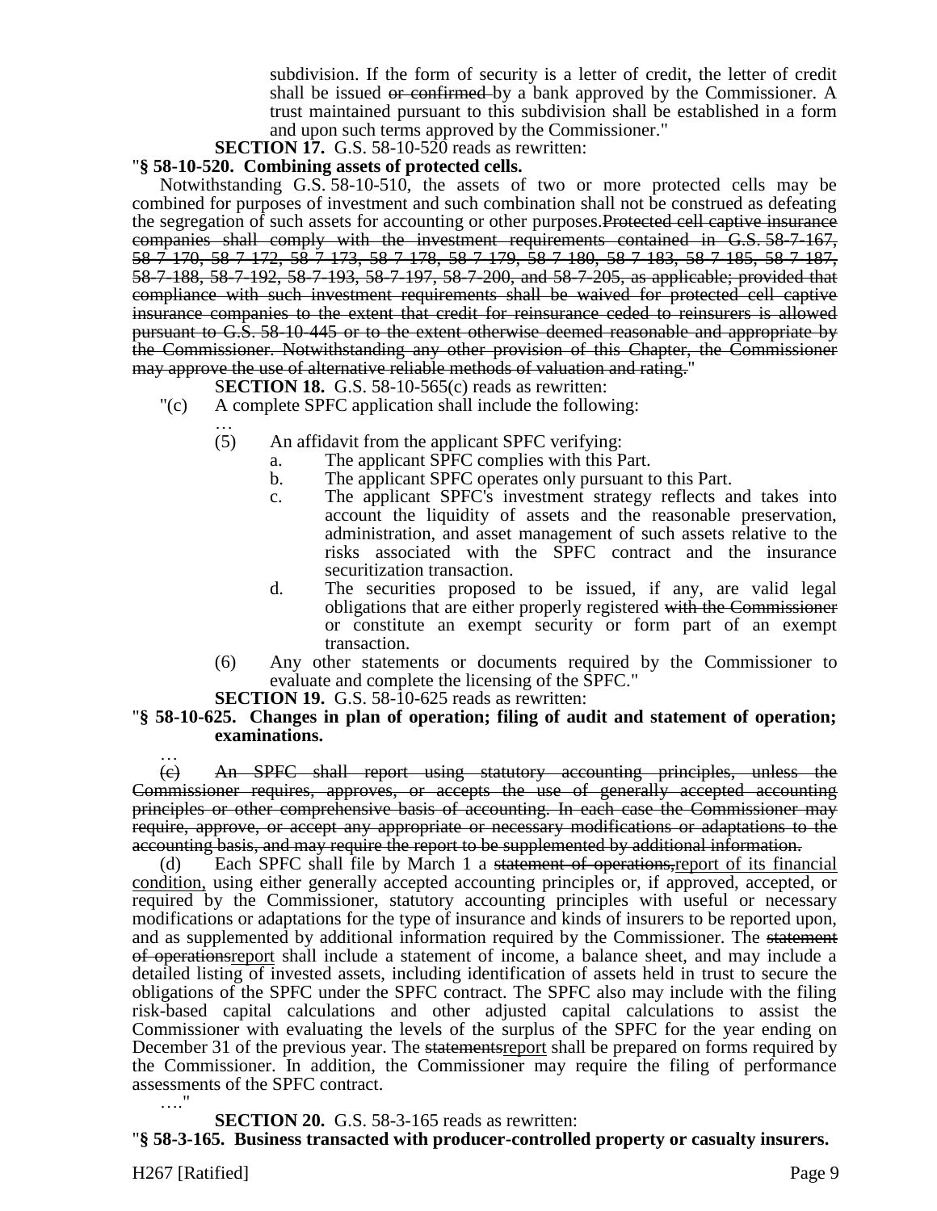subdivision. If the form of security is a letter of credit, the letter of credit shall be issued ~~or confirmed~~ by a bank approved by the Commissioner. A trust maintained pursuant to this subdivision shall be established in a form and upon such terms approved by the Commissioner."

**SECTION 17.** G.S. 58-10-520 reads as rewritten:

"**§ 58-10-520. Combining assets of protected cells.**

Notwithstanding G.S. 58-10-510, the assets of two or more protected cells may be combined for purposes of investment and such combination shall not be construed as defeating the segregation of such assets for accounting or other purposes.~~Protected cell captive insurance companies shall comply with the investment requirements contained in G.S. 58-7-167, 58-7-170, 58-7-172, 58-7-173, 58-7-178, 58-7-179, 58-7-180, 58-7-183, 58-7-185, 58-7-187, 58-7-188, 58-7-192, 58-7-193, 58-7-197, 58-7-200, and 58-7-205, as applicable; provided that compliance with such investment requirements shall be waived for protected cell captive insurance companies to the extent that credit for reinsurance ceded to reinsurers is allowed pursuant to G.S. 58-10-445 or to the extent otherwise deemed reasonable and appropriate by the Commissioner. Notwithstanding any other provision of this Chapter, the Commissioner may approve the use of alternative reliable methods of valuation and rating.~~"

**SECTION 18.** G.S. 58-10-565(c) reads as rewritten:

"(c) A complete SPFC application shall include the following:

…

(5) An affidavit from the applicant SPFC verifying:

a. The applicant SPFC complies with this Part.

b. The applicant SPFC operates only pursuant to this Part.

c. The applicant SPFC's investment strategy reflects and takes into account the liquidity of assets and the reasonable preservation, administration, and asset management of such assets relative to the risks associated with the SPFC contract and the insurance securitization transaction.

d. The securities proposed to be issued, if any, are valid legal obligations that are either properly registered ~~with the Commissioner~~ or constitute an exempt security or form part of an exempt transaction.

(6) Any other statements or documents required by the Commissioner to evaluate and complete the licensing of the SPFC."

**SECTION 19.** G.S. 58-10-625 reads as rewritten:

"**§ 58-10-625. Changes in plan of operation; filing of audit and statement of operation; examinations.**

…

~~(c) An SPFC shall report using statutory accounting principles, unless the Commissioner requires, approves, or accepts the use of generally accepted accounting principles or other comprehensive basis of accounting. In each case the Commissioner may require, approve, or accept any appropriate or necessary modifications or adaptations to the accounting basis, and may require the report to be supplemented by additional information.~~

(d) Each SPFC shall file by March 1 a ~~statement of operations,~~<u>report of its financial condition,</u> using either generally accepted accounting principles or, if approved, accepted, or required by the Commissioner, statutory accounting principles with useful or necessary modifications or adaptations for the type of insurance and kinds of insurers to be reported upon, and as supplemented by additional information required by the Commissioner. The ~~statement of operations~~<u>report</u> shall include a statement of income, a balance sheet, and may include a detailed listing of invested assets, including identification of assets held in trust to secure the obligations of the SPFC under the SPFC contract. The SPFC also may include with the filing risk-based capital calculations and other adjusted capital calculations to assist the Commissioner with evaluating the levels of the surplus of the SPFC for the year ending on December 31 of the previous year. The ~~statements~~<u>report</u> shall be prepared on forms required by the Commissioner. In addition, the Commissioner may require the filing of performance assessments of the SPFC contract.

…."

**SECTION 20.** G.S. 58-3-165 reads as rewritten:

"**§ 58-3-165. Business transacted with producer-controlled property or casualty insurers.**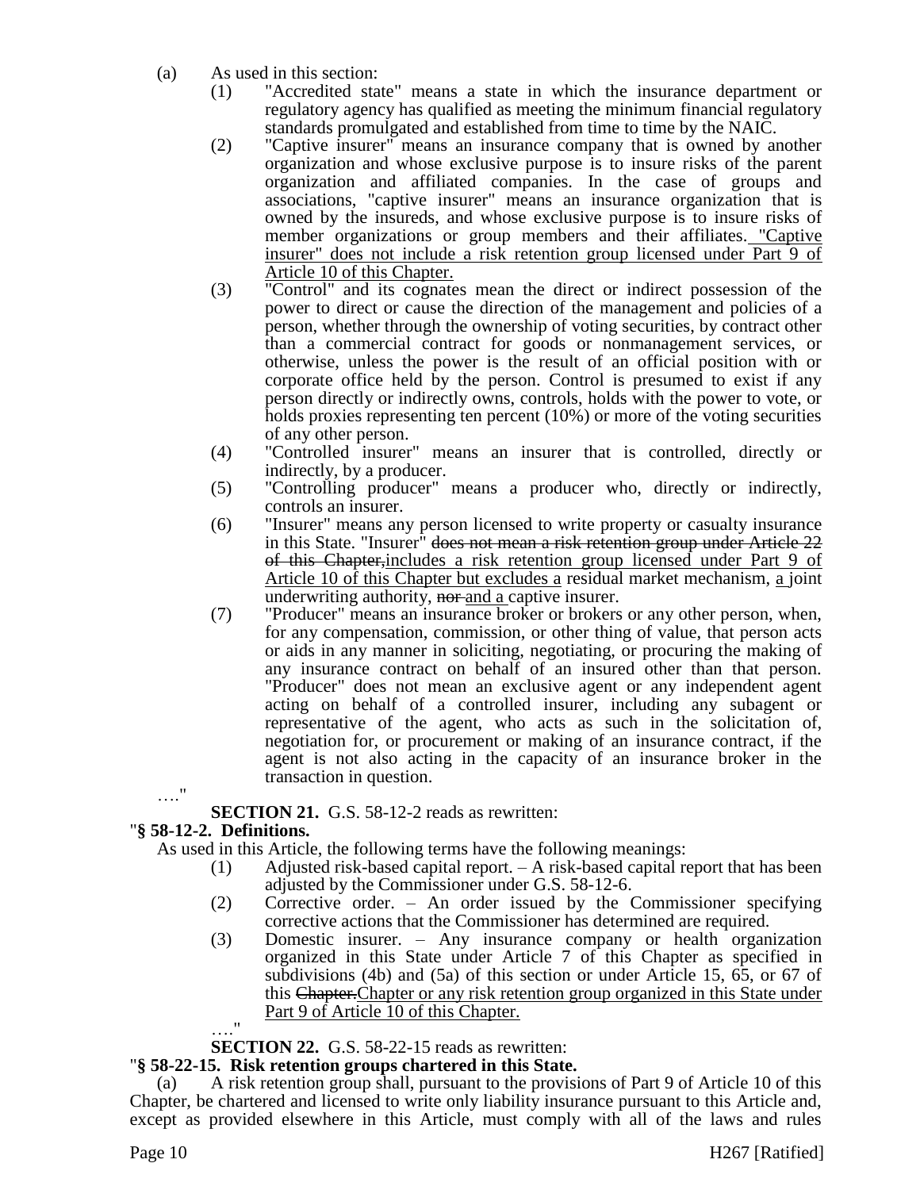(a) As used in this section:

(1) "Accredited state" means a state in which the insurance department or regulatory agency has qualified as meeting the minimum financial regulatory standards promulgated and established from time to time by the NAIC.

(2) "Captive insurer" means an insurance company that is owned by another organization and whose exclusive purpose is to insure risks of the parent organization and affiliated companies. In the case of groups and associations, "captive insurer" means an insurance organization that is owned by the insureds, and whose exclusive purpose is to insure risks of member organizations or group members and their affiliates. "Captive insurer" does not include a risk retention group licensed under Part 9 of Article 10 of this Chapter.

(3) "Control" and its cognates mean the direct or indirect possession of the power to direct or cause the direction of the management and policies of a person, whether through the ownership of voting securities, by contract other than a commercial contract for goods or nonmanagement services, or otherwise, unless the power is the result of an official position with or corporate office held by the person. Control is presumed to exist if any person directly or indirectly owns, controls, holds with the power to vote, or holds proxies representing ten percent (10%) or more of the voting securities of any other person.

(4) "Controlled insurer" means an insurer that is controlled, directly or indirectly, by a producer.

(5) "Controlling producer" means a producer who, directly or indirectly, controls an insurer.

(6) "Insurer" means any person licensed to write property or casualty insurance in this State. "Insurer" ~~does not mean a risk retention group under Article 22 of this Chapter,~~includes a risk retention group licensed under Part 9 of Article 10 of this Chapter but excludes a residual market mechanism, a joint underwriting authority, ~~nor~~ and a captive insurer.

(7) "Producer" means an insurance broker or brokers or any other person, when, for any compensation, commission, or other thing of value, that person acts or aids in any manner in soliciting, negotiating, or procuring the making of any insurance contract on behalf of an insured other than that person. "Producer" does not mean an exclusive agent or any independent agent acting on behalf of a controlled insurer, including any subagent or representative of the agent, who acts as such in the solicitation of, negotiation for, or procurement or making of an insurance contract, if the agent is not also acting in the capacity of an insurance broker in the transaction in question.

…."

**SECTION 21.** G.S. 58-12-2 reads as rewritten:

"**§ 58-12-2. Definitions.**

As used in this Article, the following terms have the following meanings:

(1) Adjusted risk-based capital report. – A risk-based capital report that has been adjusted by the Commissioner under G.S. 58-12-6.

(2) Corrective order. – An order issued by the Commissioner specifying corrective actions that the Commissioner has determined are required.

(3) Domestic insurer. – Any insurance company or health organization organized in this State under Article 7 of this Chapter as specified in subdivisions (4b) and (5a) of this section or under Article 15, 65, or 67 of this ~~Chapter.~~Chapter or any risk retention group organized in this State under Part 9 of Article 10 of this Chapter.

…."

**SECTION 22.** G.S. 58-22-15 reads as rewritten:

"**§ 58-22-15. Risk retention groups chartered in this State.**

(a) A risk retention group shall, pursuant to the provisions of Part 9 of Article 10 of this Chapter, be chartered and licensed to write only liability insurance pursuant to this Article and, except as provided elsewhere in this Article, must comply with all of the laws and rules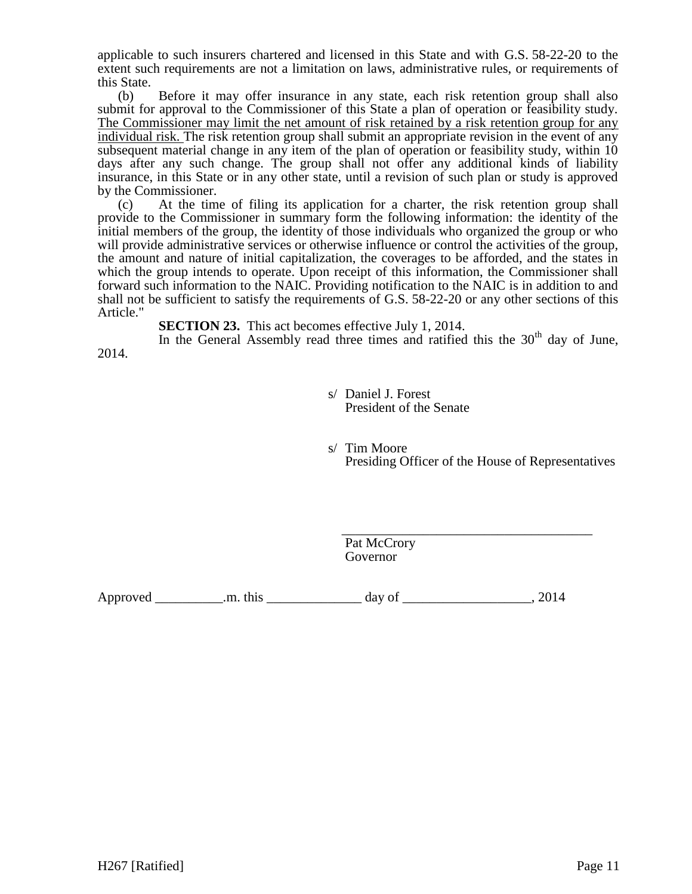applicable to such insurers chartered and licensed in this State and with G.S. 58-22-20 to the extent such requirements are not a limitation on laws, administrative rules, or requirements of this State.

(b) Before it may offer insurance in any state, each risk retention group shall also submit for approval to the Commissioner of this State a plan of operation or feasibility study. <u>The Commissioner may limit the net amount of risk retained by a risk retention group for any individual risk.</u> The risk retention group shall submit an appropriate revision in the event of any subsequent material change in any item of the plan of operation or feasibility study, within 10 days after any such change. The group shall not offer any additional kinds of liability insurance, in this State or in any other state, until a revision of such plan or study is approved by the Commissioner.

(c) At the time of filing its application for a charter, the risk retention group shall provide to the Commissioner in summary form the following information: the identity of the initial members of the group, the identity of those individuals who organized the group or who will provide administrative services or otherwise influence or control the activities of the group, the amount and nature of initial capitalization, the coverages to be afforded, and the states in which the group intends to operate. Upon receipt of this information, the Commissioner shall forward such information to the NAIC. Providing notification to the NAIC is in addition to and shall not be sufficient to satisfy the requirements of G.S. 58-22-20 or any other sections of this Article."

**SECTION 23.** This act becomes effective July 1, 2014.

In the General Assembly read three times and ratified this the 30th day of June, 2014.

s/ Daniel J. Forest
President of the Senate

s/ Tim Moore
Presiding Officer of the House of Representatives

\_\_\_\_\_\_\_\_\_\_\_\_\_\_\_\_\_\_\_\_\_\_\_\_\_\_\_\_\_\_\_\_\_\_\_\_\_\_
Pat McCrory
Governor

Approved \_\_\_\_\_\_\_\_\_\_.m. this \_\_\_\_\_\_\_\_\_\_\_\_\_\_ day of \_\_\_\_\_\_\_\_\_\_\_\_\_\_\_\_\_\_\_, 2014